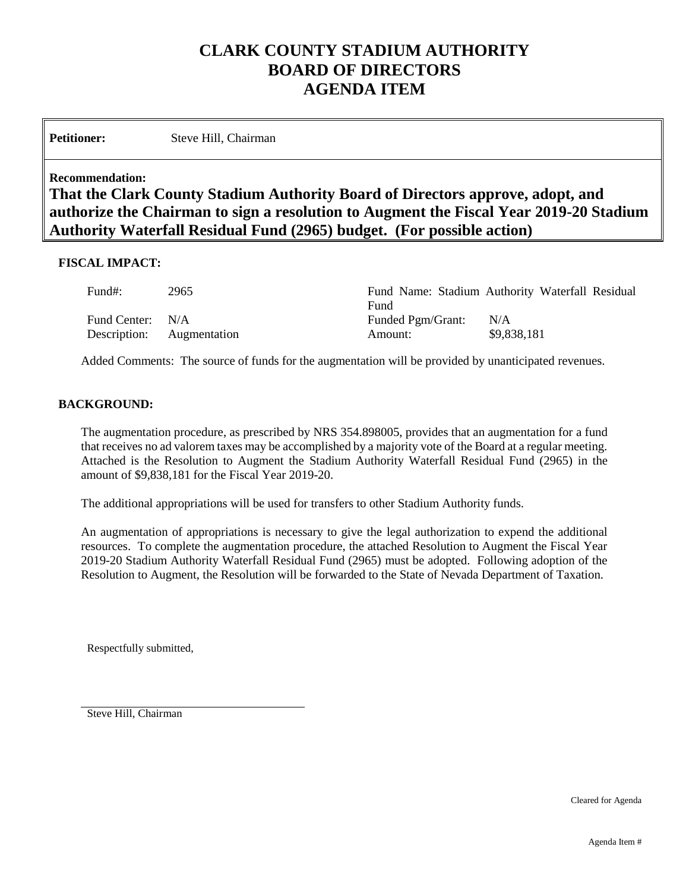# CLARK COUNTY STADIUM AUTHORITY
# BOARD OF DIRECTORS
# AGENDA ITEM

**Petitioner:** Steve Hill, Chairman

**Recommendation:**

**That the Clark County Stadium Authority Board of Directors approve, adopt, and authorize the Chairman to sign a resolution to Augment the Fiscal Year 2019-20 Stadium Authority Waterfall Residual Fund (2965) budget. (For possible action)**

**FISCAL IMPACT:**

| | | | |
|---|---|---|---|
| Fund#: | 2965 | Fund Name: | Stadium Authority Waterfall Residual Fund |
| Fund Center: | N/A | Funded Pgm/Grant: | N/A |
| Description: | Augmentation | Amount: | $9,838,181 |

Added Comments: The source of funds for the augmentation will be provided by unanticipated revenues.

**BACKGROUND:**

The augmentation procedure, as prescribed by NRS 354.898005, provides that an augmentation for a fund that receives no ad valorem taxes may be accomplished by a majority vote of the Board at a regular meeting. Attached is the Resolution to Augment the Stadium Authority Waterfall Residual Fund (2965) in the amount of $9,838,181 for the Fiscal Year 2019-20.

The additional appropriations will be used for transfers to other Stadium Authority funds.

An augmentation of appropriations is necessary to give the legal authorization to expend the additional resources. To complete the augmentation procedure, the attached Resolution to Augment the Fiscal Year 2019-20 Stadium Authority Waterfall Residual Fund (2965) must be adopted. Following adoption of the Resolution to Augment, the Resolution will be forwarded to the State of Nevada Department of Taxation.

Respectfully submitted,

_________________________________

Steve Hill, Chairman

Cleared for Agenda

Agenda Item #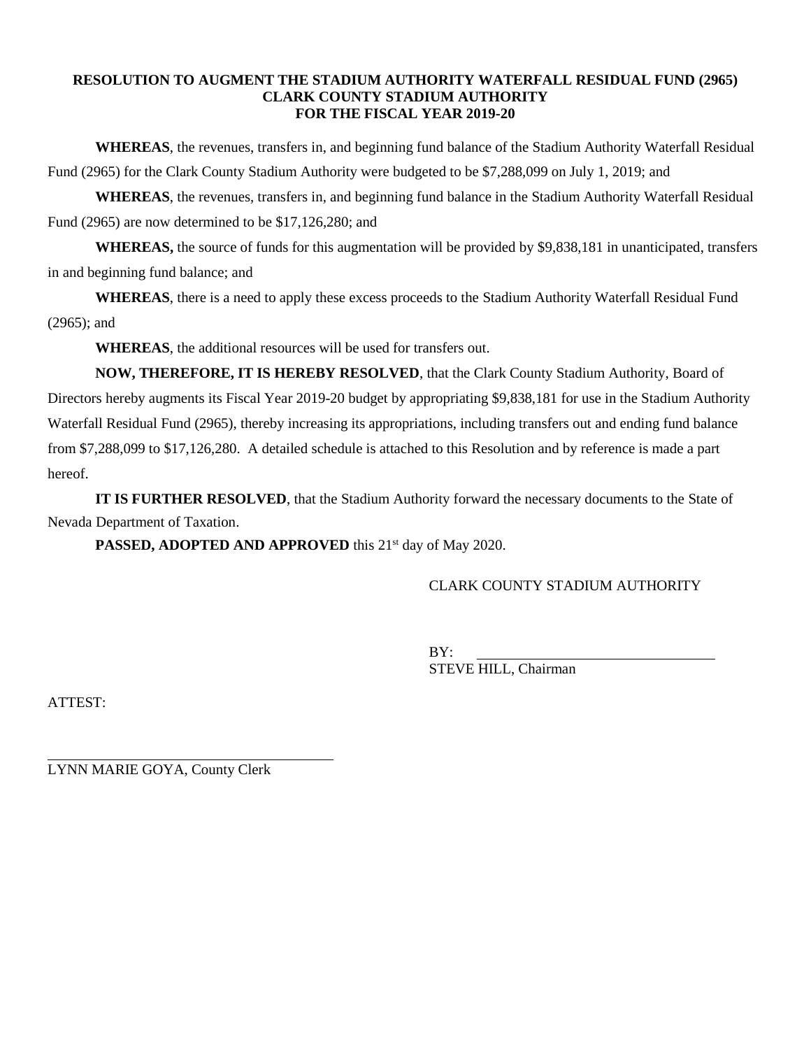**RESOLUTION TO AUGMENT THE STADIUM AUTHORITY WATERFALL RESIDUAL FUND (2965)**
**CLARK COUNTY STADIUM AUTHORITY**
**FOR THE FISCAL YEAR 2019-20**

**WHEREAS**, the revenues, transfers in, and beginning fund balance of the Stadium Authority Waterfall Residual Fund (2965) for the Clark County Stadium Authority were budgeted to be $7,288,099 on July 1, 2019; and

**WHEREAS**, the revenues, transfers in, and beginning fund balance in the Stadium Authority Waterfall Residual Fund (2965) are now determined to be $17,126,280; and

**WHEREAS,** the source of funds for this augmentation will be provided by $9,838,181 in unanticipated, transfers in and beginning fund balance; and

**WHEREAS**, there is a need to apply these excess proceeds to the Stadium Authority Waterfall Residual Fund (2965); and

**WHEREAS**, the additional resources will be used for transfers out.

**NOW, THEREFORE, IT IS HEREBY RESOLVED**, that the Clark County Stadium Authority, Board of Directors hereby augments its Fiscal Year 2019-20 budget by appropriating $9,838,181 for use in the Stadium Authority Waterfall Residual Fund (2965), thereby increasing its appropriations, including transfers out and ending fund balance from $7,288,099 to $17,126,280. A detailed schedule is attached to this Resolution and by reference is made a part hereof.

**IT IS FURTHER RESOLVED**, that the Stadium Authority forward the necessary documents to the State of Nevada Department of Taxation.

**PASSED, ADOPTED AND APPROVED** this 21st day of May 2020.

CLARK COUNTY STADIUM AUTHORITY

BY: \_\_\_\_\_\_\_\_\_\_\_\_\_\_\_\_\_\_\_\_\_\_\_\_\_\_\_\_\_\_\_\_
STEVE HILL, Chairman

ATTEST:

\_\_\_\_\_\_\_\_\_\_\_\_\_\_\_\_\_\_\_\_\_\_\_\_\_\_\_\_\_\_\_\_
LYNN MARIE GOYA, County Clerk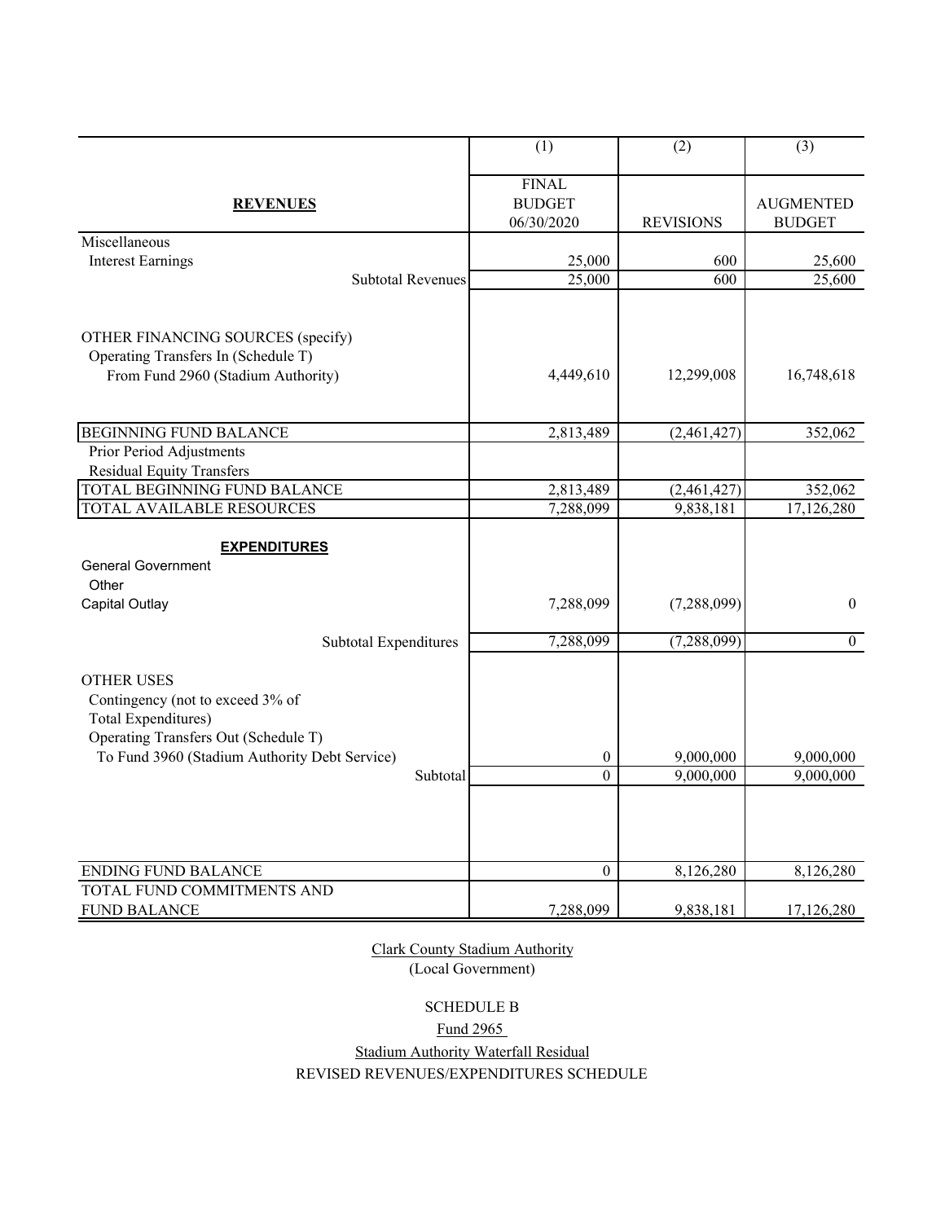| REVENUES | (1) FINAL BUDGET 06/30/2020 | (2) REVISIONS | (3) AUGMENTED BUDGET |
|---|---|---|---|
| Miscellaneous | | | |
| Interest Earnings | 25,000 | 600 | 25,600 |
| Subtotal Revenues | 25,000 | 600 | 25,600 |
| OTHER FINANCING SOURCES (specify) | | | |
| Operating Transfers In (Schedule T) | | | |
| From Fund 2960 (Stadium Authority) | 4,449,610 | 12,299,008 | 16,748,618 |
| BEGINNING FUND BALANCE | 2,813,489 | (2,461,427) | 352,062 |
| Prior Period Adjustments | | | |
| Residual Equity Transfers | | | |
| TOTAL BEGINNING FUND BALANCE | 2,813,489 | (2,461,427) | 352,062 |
| TOTAL AVAILABLE RESOURCES | 7,288,099 | 9,838,181 | 17,126,280 |
| **EXPENDITURES** | | | |
| General Government | | | |
| Other | | | |
| Capital Outlay | 7,288,099 | (7,288,099) | 0 |
| Subtotal Expenditures | 7,288,099 | (7,288,099) | 0 |
| OTHER USES | | | |
| Contingency (not to exceed 3% of Total Expenditures) | | | |
| Operating Transfers Out (Schedule T) | | | |
| To Fund 3960 (Stadium Authority Debt Service) | 0 | 9,000,000 | 9,000,000 |
| Subtotal | 0 | 9,000,000 | 9,000,000 |
| ENDING FUND BALANCE | 0 | 8,126,280 | 8,126,280 |
| TOTAL FUND COMMITMENTS AND FUND BALANCE | 7,288,099 | 9,838,181 | 17,126,280 |

Clark County Stadium Authority
(Local Government)

SCHEDULE B

Fund 2965

Stadium Authority Waterfall Residual

REVISED REVENUES/EXPENDITURES SCHEDULE